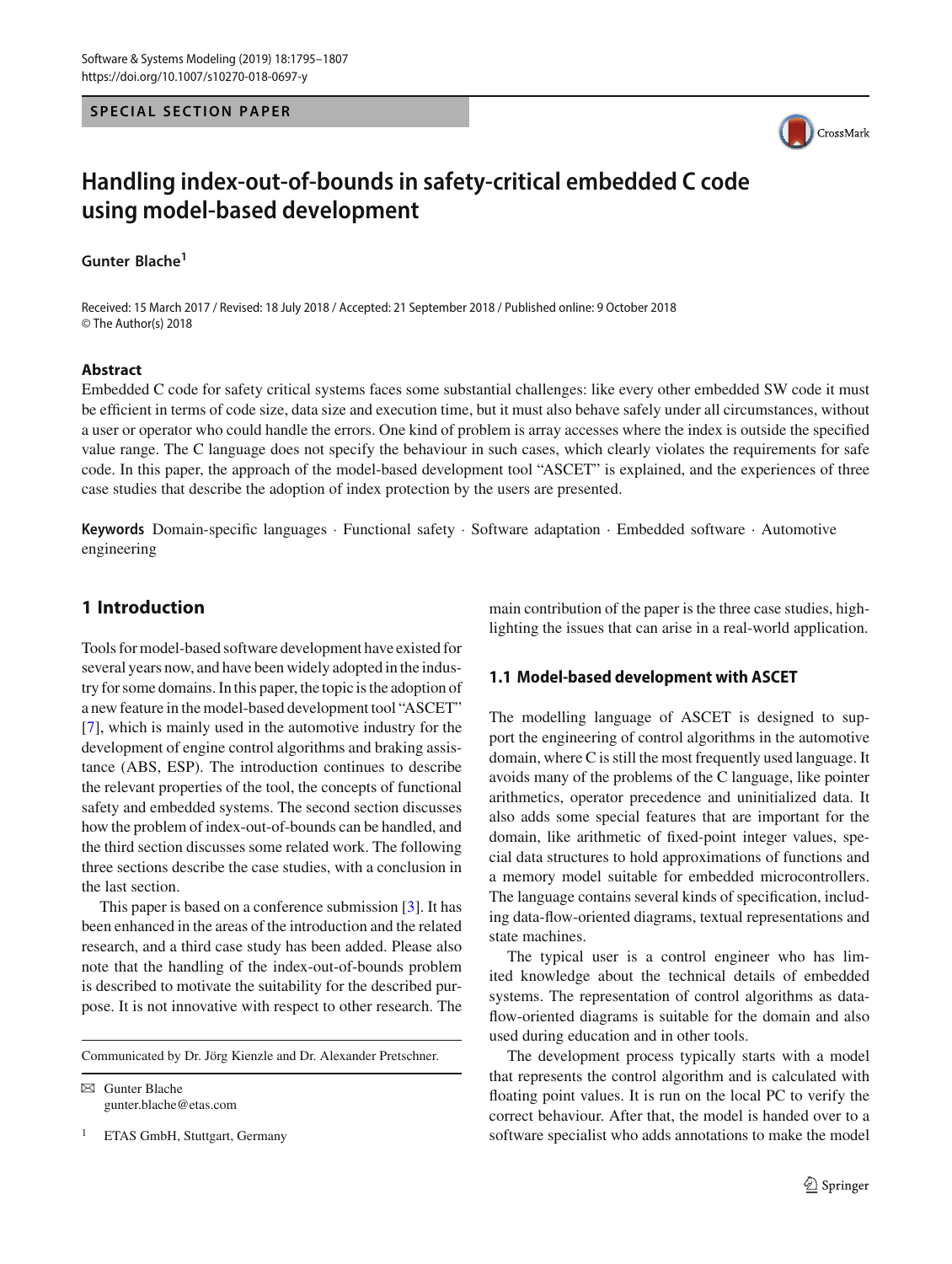SPECIAL SECTION PAPER

# Handling index-out-of-bounds in safety-critical embedded C code using model-based development

**Gunter Blache**[1]

Received: 15 March 2017 / Revised: 18 July 2018 / Accepted: 21 September 2018 / Published online: 9 October 2018
© The Author(s) 2018

## Abstract

Embedded C code for safety critical systems faces some substantial challenges: like every other embedded SW code it must be efficient in terms of code size, data size and execution time, but it must also behave safely under all circumstances, without a user or operator who could handle the errors. One kind of problem is array accesses where the index is outside the specified value range. The C language does not specify the behaviour in such cases, which clearly violates the requirements for safe code. In this paper, the approach of the model-based development tool "ASCET" is explained, and the experiences of three case studies that describe the adoption of index protection by the users are presented.

**Keywords** Domain-specific languages · Functional safety · Software adaptation · Embedded software · Automotive engineering

## 1 Introduction

Tools for model-based software development have existed for several years now, and have been widely adopted in the industry for some domains. In this paper, the topic is the adoption of a new feature in the model-based development tool "ASCET" [7], which is mainly used in the automotive industry for the development of engine control algorithms and braking assistance (ABS, ESP). The introduction continues to describe the relevant properties of the tool, the concepts of functional safety and embedded systems. The second section discusses how the problem of index-out-of-bounds can be handled, and the third section discusses some related work. The following three sections describe the case studies, with a conclusion in the last section.

This paper is based on a conference submission [3]. It has been enhanced in the areas of the introduction and the related research, and a third case study has been added. Please also note that the handling of the index-out-of-bounds problem is described to motivate the suitability for the described purpose. It is not innovative with respect to other research. The main contribution of the paper is the three case studies, highlighting the issues that can arise in a real-world application.

### 1.1 Model-based development with ASCET

The modelling language of ASCET is designed to support the engineering of control algorithms in the automotive domain, where C is still the most frequently used language. It avoids many of the problems of the C language, like pointer arithmetics, operator precedence and uninitialized data. It also adds some special features that are important for the domain, like arithmetic of fixed-point integer values, special data structures to hold approximations of functions and a memory model suitable for embedded microcontrollers. The language contains several kinds of specification, including data-flow-oriented diagrams, textual representations and state machines.

The typical user is a control engineer who has limited knowledge about the technical details of embedded systems. The representation of control algorithms as data-flow-oriented diagrams is suitable for the domain and also used during education and in other tools.

The development process typically starts with a model that represents the control algorithm and is calculated with floating point values. It is run on the local PC to verify the correct behaviour. After that, the model is handed over to a software specialist who adds annotations to make the model

---

Communicated by Dr. Jörg Kienzle and Dr. Alexander Pretschner.

✉ Gunter Blache
gunter.blache@etas.com

[1] ETAS GmbH, Stuttgart, Germany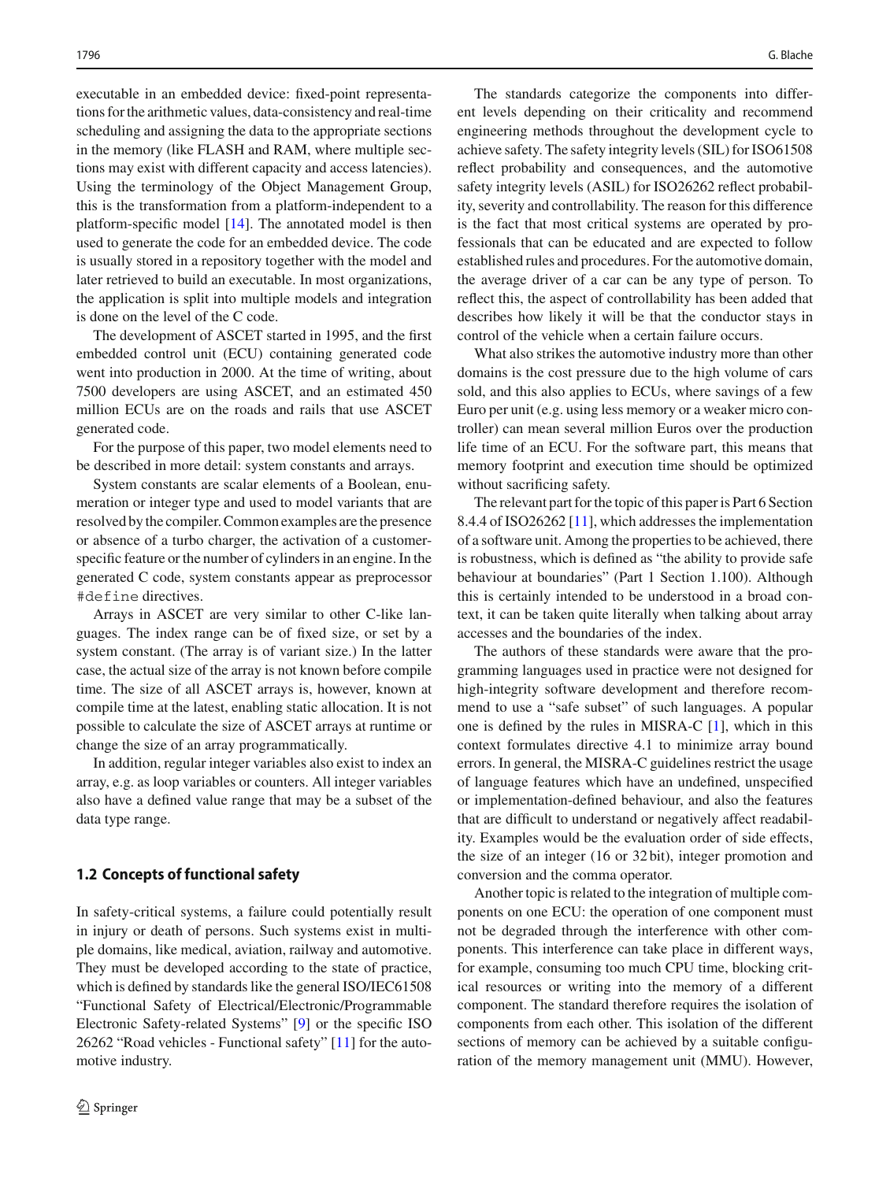executable in an embedded device: fixed-point representations for the arithmetic values, data-consistency and real-time scheduling and assigning the data to the appropriate sections in the memory (like FLASH and RAM, where multiple sections may exist with different capacity and access latencies). Using the terminology of the Object Management Group, this is the transformation from a platform-independent to a platform-specific model [14]. The annotated model is then used to generate the code for an embedded device. The code is usually stored in a repository together with the model and later retrieved to build an executable. In most organizations, the application is split into multiple models and integration is done on the level of the C code.

The development of ASCET started in 1995, and the first embedded control unit (ECU) containing generated code went into production in 2000. At the time of writing, about 7500 developers are using ASCET, and an estimated 450 million ECUs are on the roads and rails that use ASCET generated code.

For the purpose of this paper, two model elements need to be described in more detail: system constants and arrays.

System constants are scalar elements of a Boolean, enumeration or integer type and used to model variants that are resolved by the compiler. Common examples are the presence or absence of a turbo charger, the activation of a customer-specific feature or the number of cylinders in an engine. In the generated C code, system constants appear as preprocessor `#define` directives.

Arrays in ASCET are very similar to other C-like languages. The index range can be of fixed size, or set by a system constant. (The array is of variant size.) In the latter case, the actual size of the array is not known before compile time. The size of all ASCET arrays is, however, known at compile time at the latest, enabling static allocation. It is not possible to calculate the size of ASCET arrays at runtime or change the size of an array programmatically.

In addition, regular integer variables also exist to index an array, e.g. as loop variables or counters. All integer variables also have a defined value range that may be a subset of the data type range.

### 1.2 Concepts of functional safety

In safety-critical systems, a failure could potentially result in injury or death of persons. Such systems exist in multiple domains, like medical, aviation, railway and automotive. They must be developed according to the state of practice, which is defined by standards like the general ISO/IEC61508 "Functional Safety of Electrical/Electronic/Programmable Electronic Safety-related Systems" [9] or the specific ISO 26262 "Road vehicles - Functional safety" [11] for the automotive industry.

The standards categorize the components into different levels depending on their criticality and recommend engineering methods throughout the development cycle to achieve safety. The safety integrity levels (SIL) for ISO61508 reflect probability and consequences, and the automotive safety integrity levels (ASIL) for ISO26262 reflect probability, severity and controllability. The reason for this difference is the fact that most critical systems are operated by professionals that can be educated and are expected to follow established rules and procedures. For the automotive domain, the average driver of a car can be any type of person. To reflect this, the aspect of controllability has been added that describes how likely it will be that the conductor stays in control of the vehicle when a certain failure occurs.

What also strikes the automotive industry more than other domains is the cost pressure due to the high volume of cars sold, and this also applies to ECUs, where savings of a few Euro per unit (e.g. using less memory or a weaker micro controller) can mean several million Euros over the production life time of an ECU. For the software part, this means that memory footprint and execution time should be optimized without sacrificing safety.

The relevant part for the topic of this paper is Part 6 Section 8.4.4 of ISO26262 [11], which addresses the implementation of a software unit. Among the properties to be achieved, there is robustness, which is defined as "the ability to provide safe behaviour at boundaries" (Part 1 Section 1.100). Although this is certainly intended to be understood in a broad context, it can be taken quite literally when talking about array accesses and the boundaries of the index.

The authors of these standards were aware that the programming languages used in practice were not designed for high-integrity software development and therefore recommend to use a "safe subset" of such languages. A popular one is defined by the rules in MISRA-C [1], which in this context formulates directive 4.1 to minimize array bound errors. In general, the MISRA-C guidelines restrict the usage of language features which have an undefined, unspecified or implementation-defined behaviour, and also the features that are difficult to understand or negatively affect readability. Examples would be the evaluation order of side effects, the size of an integer (16 or 32 bit), integer promotion and conversion and the comma operator.

Another topic is related to the integration of multiple components on one ECU: the operation of one component must not be degraded through the interference with other components. This interference can take place in different ways, for example, consuming too much CPU time, blocking critical resources or writing into the memory of a different component. The standard therefore requires the isolation of components from each other. This isolation of the different sections of memory can be achieved by a suitable configuration of the memory management unit (MMU). However,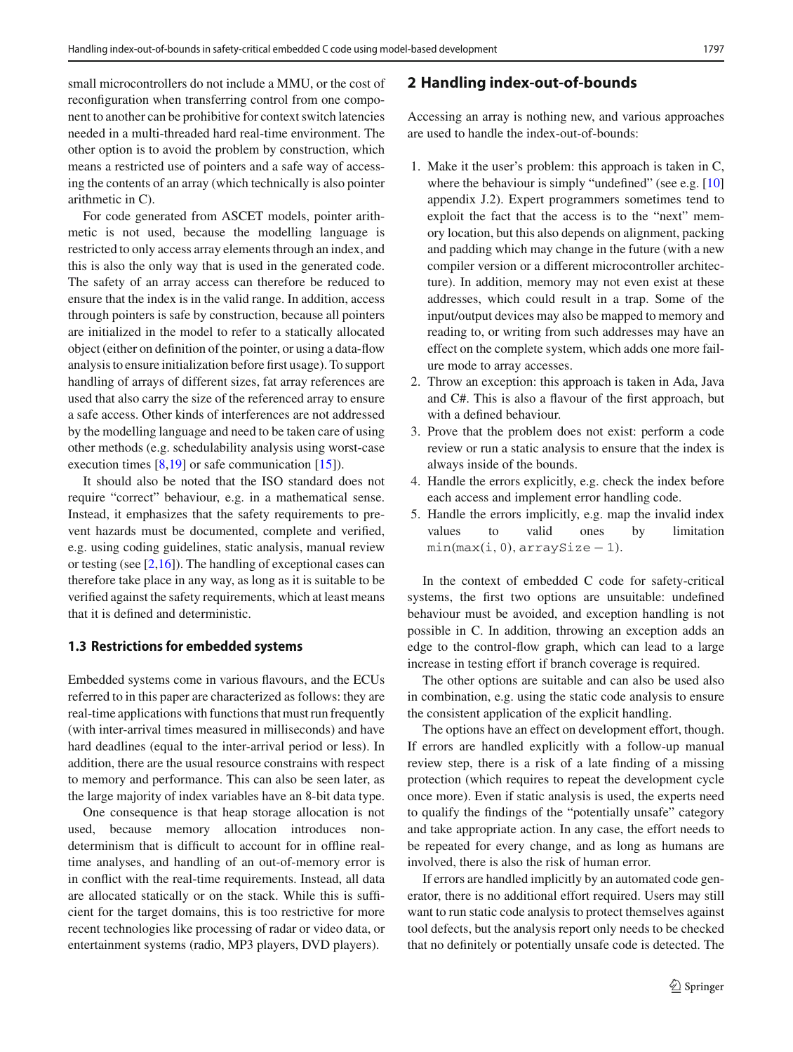small microcontrollers do not include a MMU, or the cost of reconfiguration when transferring control from one component to another can be prohibitive for context switch latencies needed in a multi-threaded hard real-time environment. The other option is to avoid the problem by construction, which means a restricted use of pointers and a safe way of accessing the contents of an array (which technically is also pointer arithmetic in C).

For code generated from ASCET models, pointer arithmetic is not used, because the modelling language is restricted to only access array elements through an index, and this is also the only way that is used in the generated code. The safety of an array access can therefore be reduced to ensure that the index is in the valid range. In addition, access through pointers is safe by construction, because all pointers are initialized in the model to refer to a statically allocated object (either on definition of the pointer, or using a data-flow analysis to ensure initialization before first usage). To support handling of arrays of different sizes, fat array references are used that also carry the size of the referenced array to ensure a safe access. Other kinds of interferences are not addressed by the modelling language and need to be taken care of using other methods (e.g. schedulability analysis using worst-case execution times [8,19] or safe communication [15]).

It should also be noted that the ISO standard does not require "correct" behaviour, e.g. in a mathematical sense. Instead, it emphasizes that the safety requirements to prevent hazards must be documented, complete and verified, e.g. using coding guidelines, static analysis, manual review or testing (see [2,16]). The handling of exceptional cases can therefore take place in any way, as long as it is suitable to be verified against the safety requirements, which at least means that it is defined and deterministic.

### 1.3 Restrictions for embedded systems

Embedded systems come in various flavours, and the ECUs referred to in this paper are characterized as follows: they are real-time applications with functions that must run frequently (with inter-arrival times measured in milliseconds) and have hard deadlines (equal to the inter-arrival period or less). In addition, there are the usual resource constrains with respect to memory and performance. This can also be seen later, as the large majority of index variables have an 8-bit data type.

One consequence is that heap storage allocation is not used, because memory allocation introduces non-determinism that is difficult to account for in offline real-time analyses, and handling of an out-of-memory error is in conflict with the real-time requirements. Instead, all data are allocated statically or on the stack. While this is sufficient for the target domains, this is too restrictive for more recent technologies like processing of radar or video data, or entertainment systems (radio, MP3 players, DVD players).

## 2 Handling index-out-of-bounds

Accessing an array is nothing new, and various approaches are used to handle the index-out-of-bounds:

1. Make it the user's problem: this approach is taken in C, where the behaviour is simply "undefined" (see e.g. [10] appendix J.2). Expert programmers sometimes tend to exploit the fact that the access is to the "next" memory location, but this also depends on alignment, packing and padding which may change in the future (with a new compiler version or a different microcontroller architecture). In addition, memory may not even exist at these addresses, which could result in a trap. Some of the input/output devices may also be mapped to memory and reading to, or writing from such addresses may have an effect on the complete system, which adds one more failure mode to array accesses.
2. Throw an exception: this approach is taken in Ada, Java and C#. This is also a flavour of the first approach, but with a defined behaviour.
3. Prove that the problem does not exist: perform a code review or run a static analysis to ensure that the index is always inside of the bounds.
4. Handle the errors explicitly, e.g. check the index before each access and implement error handling code.
5. Handle the errors implicitly, e.g. map the invalid index values to valid ones by limitation $\mathtt{min}(\mathtt{max}(\mathtt{i}, 0), \mathtt{arraySize} - 1)$.

In the context of embedded C code for safety-critical systems, the first two options are unsuitable: undefined behaviour must be avoided, and exception handling is not possible in C. In addition, throwing an exception adds an edge to the control-flow graph, which can lead to a large increase in testing effort if branch coverage is required.

The other options are suitable and can also be used also in combination, e.g. using the static code analysis to ensure the consistent application of the explicit handling.

The options have an effect on development effort, though. If errors are handled explicitly with a follow-up manual review step, there is a risk of a late finding of a missing protection (which requires to repeat the development cycle once more). Even if static analysis is used, the experts need to qualify the findings of the "potentially unsafe" category and take appropriate action. In any case, the effort needs to be repeated for every change, and as long as humans are involved, there is also the risk of human error.

If errors are handled implicitly by an automated code generator, there is no additional effort required. Users may still want to run static code analysis to protect themselves against tool defects, but the analysis report only needs to be checked that no definitely or potentially unsafe code is detected. The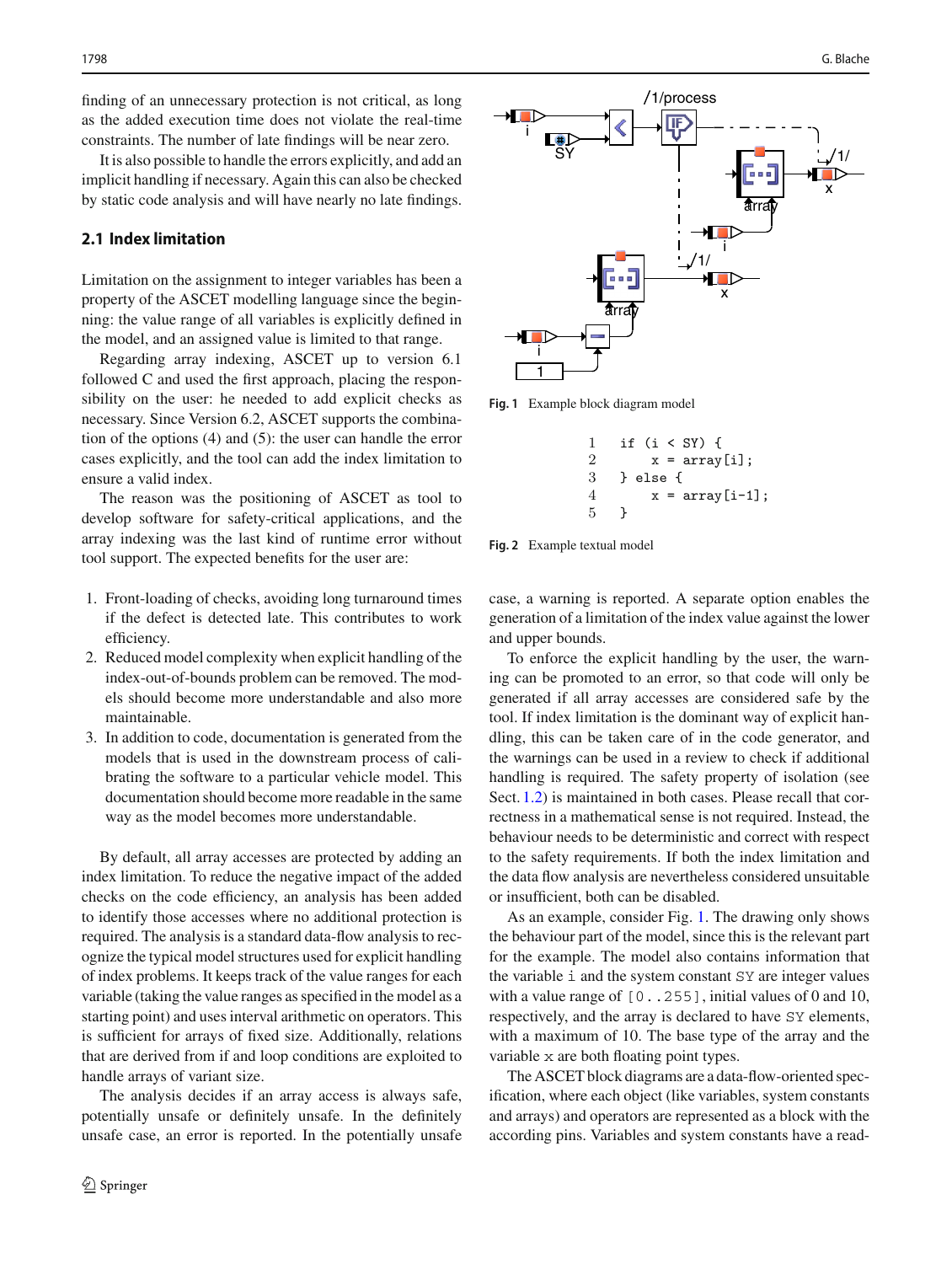finding of an unnecessary protection is not critical, as long as the added execution time does not violate the real-time constraints. The number of late findings will be near zero.

It is also possible to handle the errors explicitly, and add an implicit handling if necessary. Again this can also be checked by static code analysis and will have nearly no late findings.

### 2.1 Index limitation

Limitation on the assignment to integer variables has been a property of the ASCET modelling language since the beginning: the value range of all variables is explicitly defined in the model, and an assigned value is limited to that range.

Regarding array indexing, ASCET up to version 6.1 followed C and used the first approach, placing the responsibility on the user: he needed to add explicit checks as necessary. Since Version 6.2, ASCET supports the combination of the options (4) and (5): the user can handle the error cases explicitly, and the tool can add the index limitation to ensure a valid index.

The reason was the positioning of ASCET as tool to develop software for safety-critical applications, and the array indexing was the last kind of runtime error without tool support. The expected benefits for the user are:

1. Front-loading of checks, avoiding long turnaround times if the defect is detected late. This contributes to work efficiency.
2. Reduced model complexity when explicit handling of the index-out-of-bounds problem can be removed. The models should become more understandable and also more maintainable.
3. In addition to code, documentation is generated from the models that is used in the downstream process of calibrating the software to a particular vehicle model. This documentation should become more readable in the same way as the model becomes more understandable.

By default, all array accesses are protected by adding an index limitation. To reduce the negative impact of the added checks on the code efficiency, an analysis has been added to identify those accesses where no additional protection is required. The analysis is a standard data-flow analysis to recognize the typical model structures used for explicit handling of index problems. It keeps track of the value ranges for each variable (taking the value ranges as specified in the model as a starting point) and uses interval arithmetic on operators. This is sufficient for arrays of fixed size. Additionally, relations that are derived from if and loop conditions are exploited to handle arrays of variant size.

The analysis decides if an array access is always safe, potentially unsafe or definitely unsafe. In the definitely unsafe case, an error is reported. In the potentially unsafe case, a warning is reported. A separate option enables the generation of a limitation of the index value against the lower and upper bounds.

To enforce the explicit handling by the user, the warning can be promoted to an error, so that code will only be generated if all array accesses are considered safe by the tool. If index limitation is the dominant way of explicit handling, this can be taken care of in the code generator, and the warnings can be used in a review to check if additional handling is required. The safety property of isolation (see Sect. 1.2) is maintained in both cases. Please recall that correctness in a mathematical sense is not required. Instead, the behaviour needs to be deterministic and correct with respect to the safety requirements. If both the index limitation and the data flow analysis are nevertheless considered unsuitable or insufficient, both can be disabled.

As an example, consider Fig. 1. The drawing only shows the behaviour part of the model, since this is the relevant part for the example. The model also contains information that the variable `i` and the system constant `SY` are integer values with a value range of `[0..255]`, initial values of 0 and 10, respectively, and the array is declared to have `SY` elements, with a maximum of 10. The base type of the array and the variable `x` are both floating point types.

The ASCET block diagrams are a data-flow-oriented specification, where each object (like variables, system constants and arrays) and operators are represented as a block with the according pins. Variables and system constants have a read-

**Fig. 1** Example block diagram model

```
1   if (i < SY) {
2       x = array[i];
3   } else {
4       x = array[i-1];
5   }
```

**Fig. 2** Example textual model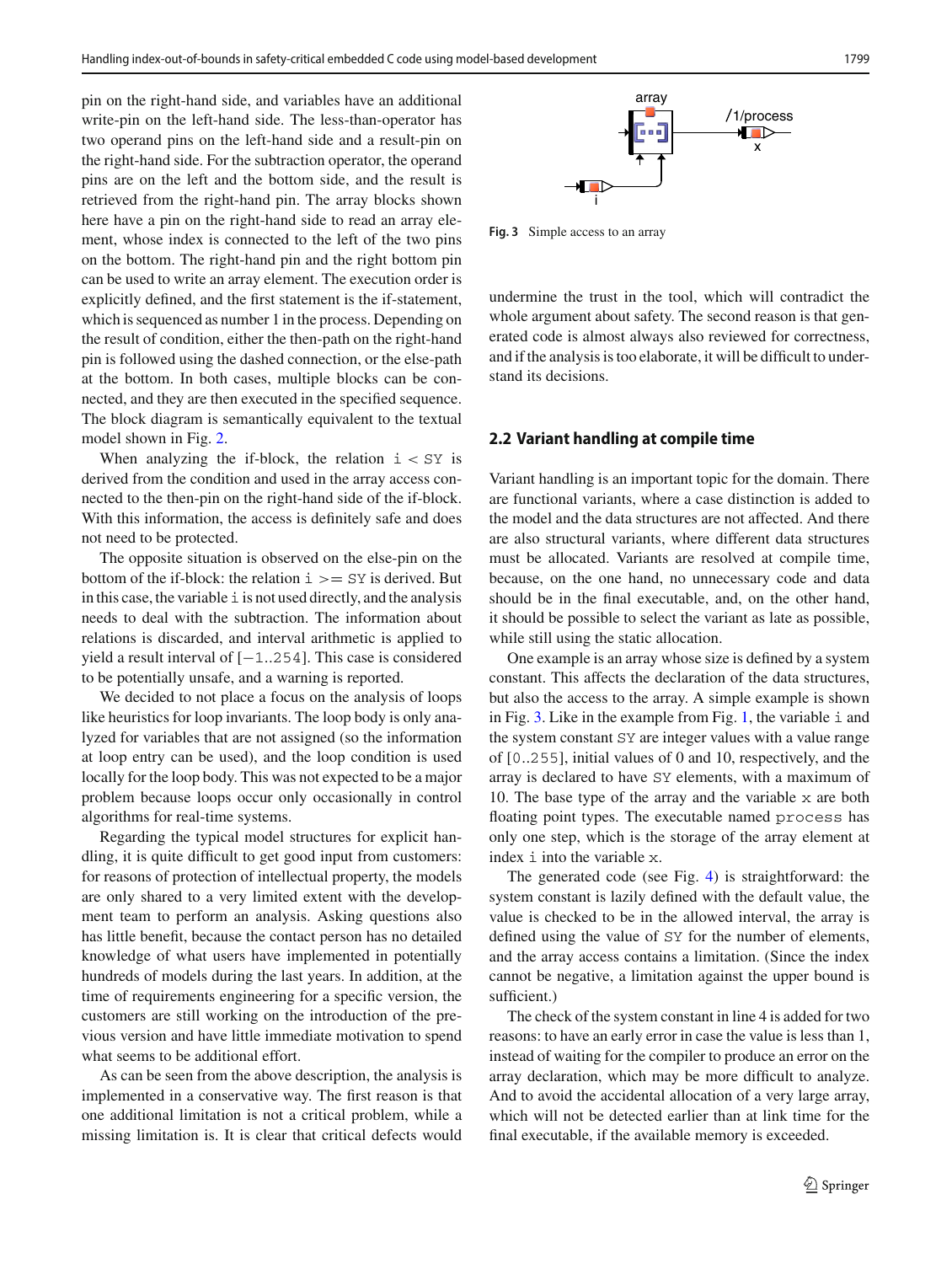pin on the right-hand side, and variables have an additional write-pin on the left-hand side. The less-than-operator has two operand pins on the left-hand side and a result-pin on the right-hand side. For the subtraction operator, the operand pins are on the left and the bottom side, and the result is retrieved from the right-hand pin. The array blocks shown here have a pin on the right-hand side to read an array element, whose index is connected to the left of the two pins on the bottom. The right-hand pin and the right bottom pin can be used to write an array element. The execution order is explicitly defined, and the first statement is the if-statement, which is sequenced as number 1 in the process. Depending on the result of condition, either the then-path on the right-hand pin is followed using the dashed connection, or the else-path at the bottom. In both cases, multiple blocks can be connected, and they are then executed in the specified sequence. The block diagram is semantically equivalent to the textual model shown in Fig. 2.

When analyzing the if-block, the relation `i < SY` is derived from the condition and used in the array access connected to the then-pin on the right-hand side of the if-block. With this information, the access is definitely safe and does not need to be protected.

The opposite situation is observed on the else-pin on the bottom of the if-block: the relation `i >= SY` is derived. But in this case, the variable `i` is not used directly, and the analysis needs to deal with the subtraction. The information about relations is discarded, and interval arithmetic is applied to yield a result interval of `[−1..254]`. This case is considered to be potentially unsafe, and a warning is reported.

We decided to not place a focus on the analysis of loops like heuristics for loop invariants. The loop body is only analyzed for variables that are not assigned (so the information at loop entry can be used), and the loop condition is used locally for the loop body. This was not expected to be a major problem because loops occur only occasionally in control algorithms for real-time systems.

Regarding the typical model structures for explicit handling, it is quite difficult to get good input from customers: for reasons of protection of intellectual property, the models are only shared to a very limited extent with the development team to perform an analysis. Asking questions also has little benefit, because the contact person has no detailed knowledge of what users have implemented in potentially hundreds of models during the last years. In addition, at the time of requirements engineering for a specific version, the customers are still working on the introduction of the previous version and have little immediate motivation to spend what seems to be additional effort.

As can be seen from the above description, the analysis is implemented in a conservative way. The first reason is that one additional limitation is not a critical problem, while a missing limitation is. It is clear that critical defects would undermine the trust in the tool, which will contradict the whole argument about safety. The second reason is that generated code is almost always also reviewed for correctness, and if the analysis is too elaborate, it will be difficult to understand its decisions.

**Fig. 3** Simple access to an array

## 2.2 Variant handling at compile time

Variant handling is an important topic for the domain. There are functional variants, where a case distinction is added to the model and the data structures are not affected. And there are also structural variants, where different data structures must be allocated. Variants are resolved at compile time, because, on the one hand, no unnecessary code and data should be in the final executable, and, on the other hand, it should be possible to select the variant as late as possible, while still using the static allocation.

One example is an array whose size is defined by a system constant. This affects the declaration of the data structures, but also the access to the array. A simple example is shown in Fig. 3. Like in the example from Fig. 1, the variable `i` and the system constant `SY` are integer values with a value range of `[0..255]`, initial values of 0 and 10, respectively, and the array is declared to have `SY` elements, with a maximum of 10. The base type of the array and the variable `x` are both floating point types. The executable named `process` has only one step, which is the storage of the array element at index `i` into the variable `x`.

The generated code (see Fig. 4) is straightforward: the system constant is lazily defined with the default value, the value is checked to be in the allowed interval, the array is defined using the value of `SY` for the number of elements, and the array access contains a limitation. (Since the index cannot be negative, a limitation against the upper bound is sufficient.)

The check of the system constant in line 4 is added for two reasons: to have an early error in case the value is less than 1, instead of waiting for the compiler to produce an error on the array declaration, which may be more difficult to analyze. And to avoid the accidental allocation of a very large array, which will not be detected earlier than at link time for the final executable, if the available memory is exceeded.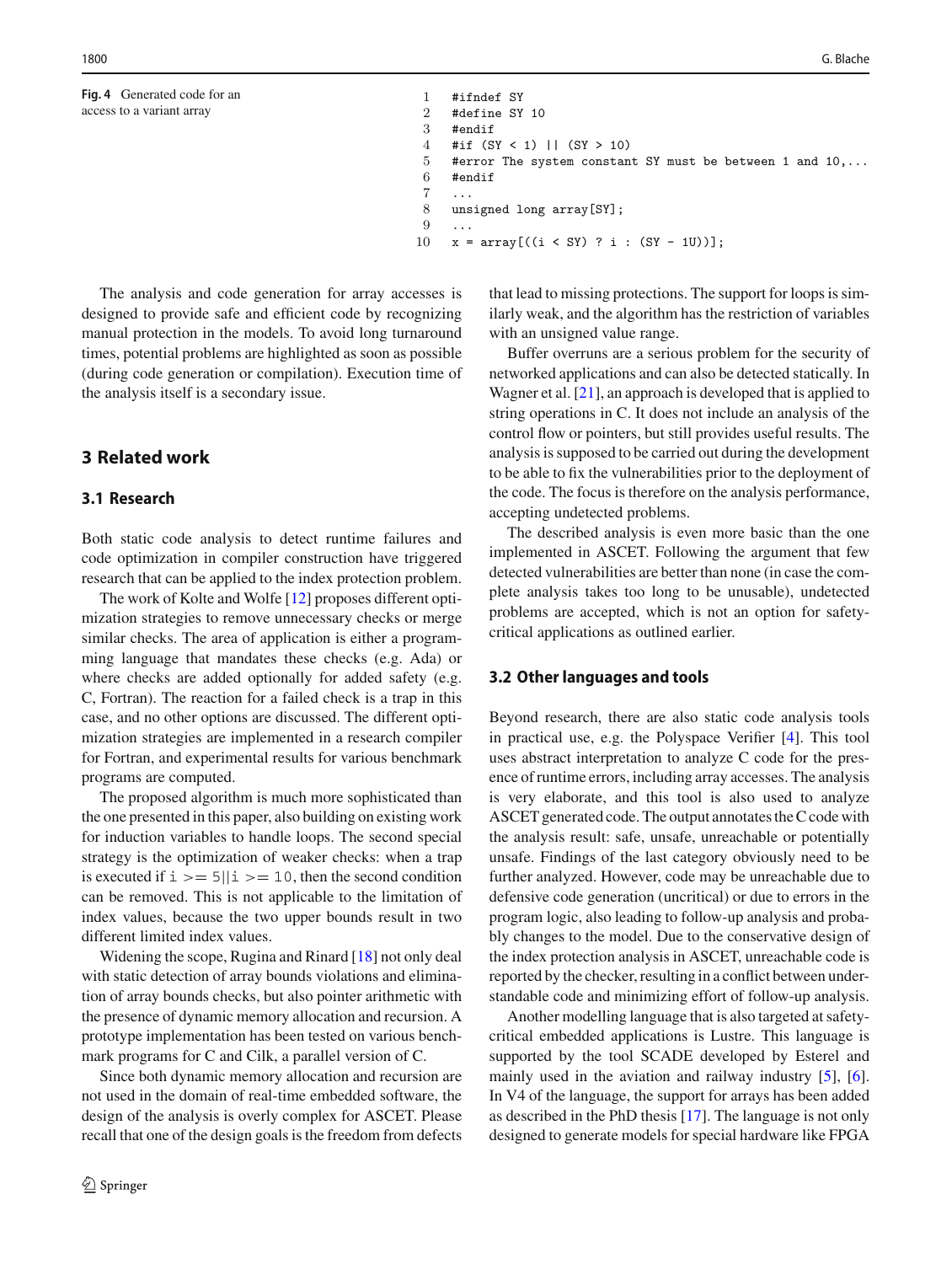**Fig. 4** Generated code for an access to a variant array

```
1   #ifndef SY
2   #define SY 10
3   #endif
4   #if (SY < 1) || (SY > 10)
5   #error The system constant SY must be between 1 and 10,...
6   #endif
7   ...
8   unsigned long array[SY];
9   ...
10  x = array[((i < SY) ? i : (SY - 1U))];
```

The analysis and code generation for array accesses is designed to provide safe and efficient code by recognizing manual protection in the models. To avoid long turnaround times, potential problems are highlighted as soon as possible (during code generation or compilation). Execution time of the analysis itself is a secondary issue.

## 3 Related work

### 3.1 Research

Both static code analysis to detect runtime failures and code optimization in compiler construction have triggered research that can be applied to the index protection problem.

The work of Kolte and Wolfe [12] proposes different optimization strategies to remove unnecessary checks or merge similar checks. The area of application is either a programming language that mandates these checks (e.g. Ada) or where checks are added optionally for added safety (e.g. C, Fortran). The reaction for a failed check is a trap in this case, and no other options are discussed. The different optimization strategies are implemented in a research compiler for Fortran, and experimental results for various benchmark programs are computed.

The proposed algorithm is much more sophisticated than the one presented in this paper, also building on existing work for induction variables to handle loops. The second special strategy is the optimization of weaker checks: when a trap is executed if `i >= 5||i >= 10`, then the second condition can be removed. This is not applicable to the limitation of index values, because the two upper bounds result in two different limited index values.

Widening the scope, Rugina and Rinard [18] not only deal with static detection of array bounds violations and elimination of array bounds checks, but also pointer arithmetic with the presence of dynamic memory allocation and recursion. A prototype implementation has been tested on various benchmark programs for C and Cilk, a parallel version of C.

Since both dynamic memory allocation and recursion are not used in the domain of real-time embedded software, the design of the analysis is overly complex for ASCET. Please recall that one of the design goals is the freedom from defects that lead to missing protections. The support for loops is similarly weak, and the algorithm has the restriction of variables with an unsigned value range.

Buffer overruns are a serious problem for the security of networked applications and can also be detected statically. In Wagner et al. [21], an approach is developed that is applied to string operations in C. It does not include an analysis of the control flow or pointers, but still provides useful results. The analysis is supposed to be carried out during the development to be able to fix the vulnerabilities prior to the deployment of the code. The focus is therefore on the analysis performance, accepting undetected problems.

The described analysis is even more basic than the one implemented in ASCET. Following the argument that few detected vulnerabilities are better than none (in case the complete analysis takes too long to be unusable), undetected problems are accepted, which is not an option for safety-critical applications as outlined earlier.

### 3.2 Other languages and tools

Beyond research, there are also static code analysis tools in practical use, e.g. the Polyspace Verifier [4]. This tool uses abstract interpretation to analyze C code for the presence of runtime errors, including array accesses. The analysis is very elaborate, and this tool is also used to analyze ASCET generated code. The output annotates the C code with the analysis result: safe, unsafe, unreachable or potentially unsafe. Findings of the last category obviously need to be further analyzed. However, code may be unreachable due to defensive code generation (uncritical) or due to errors in the program logic, also leading to follow-up analysis and probably changes to the model. Due to the conservative design of the index protection analysis in ASCET, unreachable code is reported by the checker, resulting in a conflict between understandable code and minimizing effort of follow-up analysis.

Another modelling language that is also targeted at safety-critical embedded applications is Lustre. This language is supported by the tool SCADE developed by Esterel and mainly used in the aviation and railway industry [5], [6]. In V4 of the language, the support for arrays has been added as described in the PhD thesis [17]. The language is not only designed to generate models for special hardware like FPGA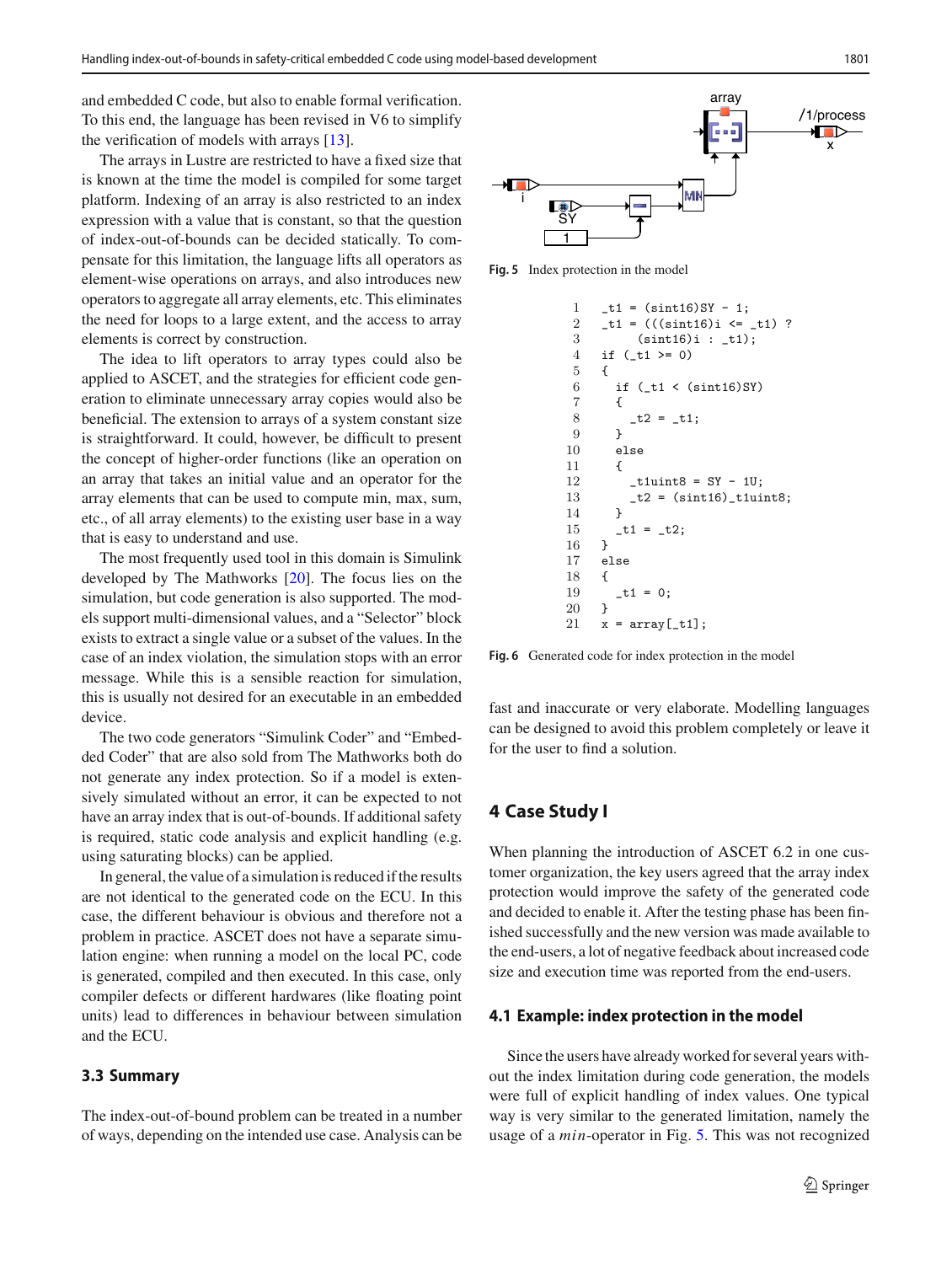and embedded C code, but also to enable formal verification. To this end, the language has been revised in V6 to simplify the verification of models with arrays [13].

The arrays in Lustre are restricted to have a fixed size that is known at the time the model is compiled for some target platform. Indexing of an array is also restricted to an index expression with a value that is constant, so that the question of index-out-of-bounds can be decided statically. To compensate for this limitation, the language lifts all operators as element-wise operations on arrays, and also introduces new operators to aggregate all array elements, etc. This eliminates the need for loops to a large extent, and the access to array elements is correct by construction.

The idea to lift operators to array types could also be applied to ASCET, and the strategies for efficient code generation to eliminate unnecessary array copies would also be beneficial. The extension to arrays of a system constant size is straightforward. It could, however, be difficult to present the concept of higher-order functions (like an operation on an array that takes an initial value and an operator for the array elements that can be used to compute min, max, sum, etc., of all array elements) to the existing user base in a way that is easy to understand and use.

The most frequently used tool in this domain is Simulink developed by The Mathworks [20]. The focus lies on the simulation, but code generation is also supported. The models support multi-dimensional values, and a "Selector" block exists to extract a single value or a subset of the values. In the case of an index violation, the simulation stops with an error message. While this is a sensible reaction for simulation, this is usually not desired for an executable in an embedded device.

The two code generators "Simulink Coder" and "Embedded Coder" that are also sold from The Mathworks both do not generate any index protection. So if a model is extensively simulated without an error, it can be expected to not have an array index that is out-of-bounds. If additional safety is required, static code analysis and explicit handling (e.g. using saturating blocks) can be applied.

In general, the value of a simulation is reduced if the results are not identical to the generated code on the ECU. In this case, the different behaviour is obvious and therefore not a problem in practice. ASCET does not have a separate simulation engine: when running a model on the local PC, code is generated, compiled and then executed. In this case, only compiler defects or different hardwares (like floating point units) lead to differences in behaviour between simulation and the ECU.

### 3.3 Summary

The index-out-of-bound problem can be treated in a number of ways, depending on the intended use case. Analysis can be fast and inaccurate or very elaborate. Modelling languages can be designed to avoid this problem completely or leave it for the user to find a solution.

**Fig. 5** Index protection in the model

```
1   _t1 = (sint16)SY - 1;
2   _t1 = (((sint16)i <= _t1) ?
3        (sint16)i : _t1);
4   if (_t1 >= 0)
5   {
6     if (_t1 < (sint16)SY)
7     {
8       _t2 = _t1;
9     }
10    else
11    {
12      _t1uint8 = SY - 1U;
13      _t2 = (sint16)_t1uint8;
14    }
15    _t1 = _t2;
16  }
17  else
18  {
19    _t1 = 0;
20  }
21  x = array[_t1];
```

**Fig. 6** Generated code for index protection in the model

## 4 Case Study I

When planning the introduction of ASCET 6.2 in one customer organization, the key users agreed that the array index protection would improve the safety of the generated code and decided to enable it. After the testing phase has been finished successfully and the new version was made available to the end-users, a lot of negative feedback about increased code size and execution time was reported from the end-users.

### 4.1 Example: index protection in the model

Since the users have already worked for several years without the index limitation during code generation, the models were full of explicit handling of index values. One typical way is very similar to the generated limitation, namely the usage of a *min*-operator in Fig. 5. This was not recognized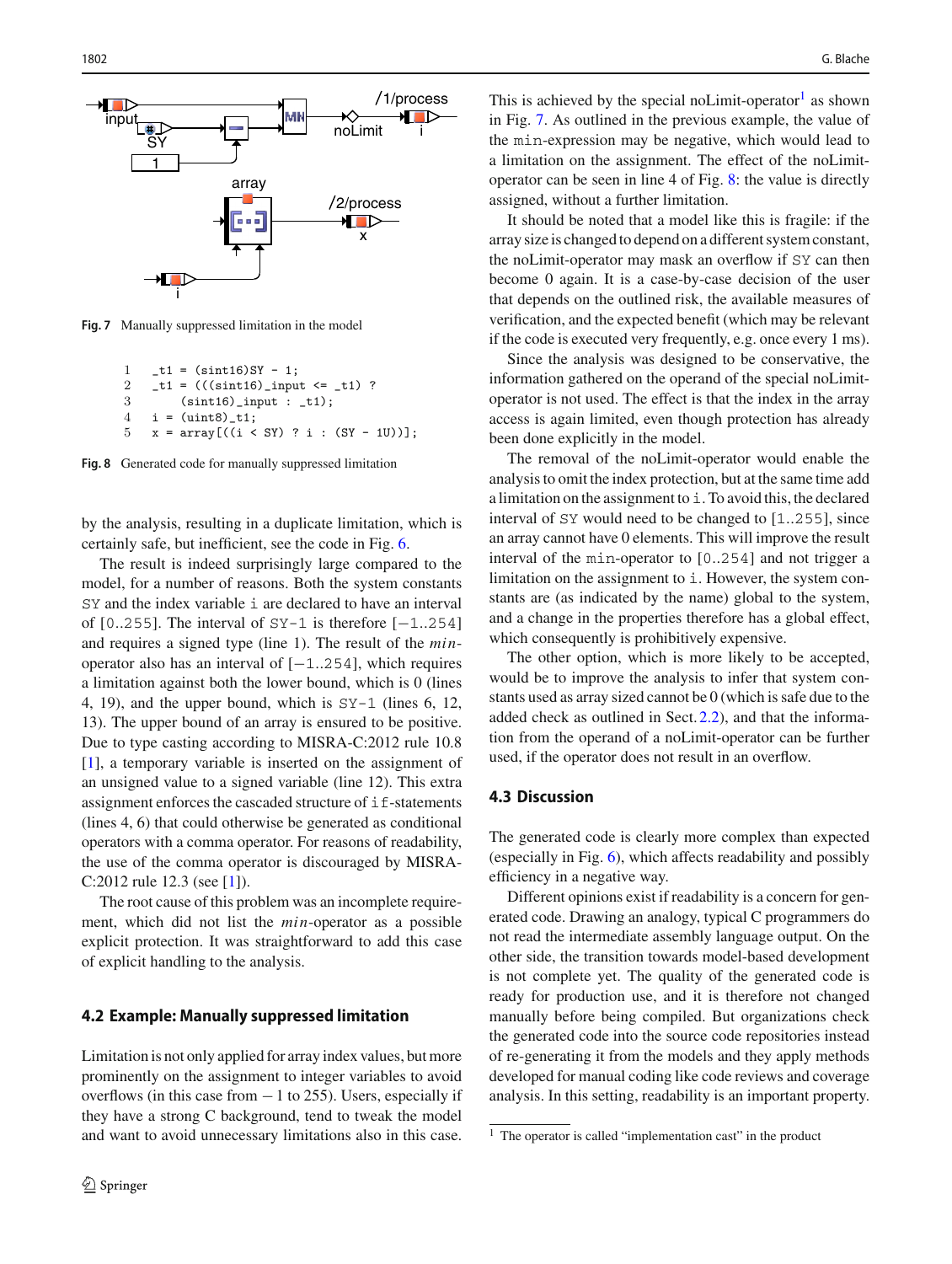Fig. 7 Manually suppressed limitation in the model

```
1   _t1 = (sint16)SY - 1;
2   _t1 = (((sint16)_input <= _t1) ?
3        (sint16)_input : _t1);
4   i = (uint8)_t1;
5   x = array[((i < SY) ? i : (SY - 1U))];
```

Fig. 8 Generated code for manually suppressed limitation

by the analysis, resulting in a duplicate limitation, which is certainly safe, but inefficient, see the code in Fig. 6.

The result is indeed surprisingly large compared to the model, for a number of reasons. Both the system constants SY and the index variable i are declared to have an interval of [0..255]. The interval of SY-1 is therefore [−1..254] and requires a signed type (line 1). The result of the *min*-operator also has an interval of [−1..254], which requires a limitation against both the lower bound, which is 0 (lines 4, 19), and the upper bound, which is SY-1 (lines 6, 12, 13). The upper bound of an array is ensured to be positive. Due to type casting according to MISRA-C:2012 rule 10.8 [1], a temporary variable is inserted on the assignment of an unsigned value to a signed variable (line 12). This extra assignment enforces the cascaded structure of if-statements (lines 4, 6) that could otherwise be generated as conditional operators with a comma operator. For reasons of readability, the use of the comma operator is discouraged by MISRA-C:2012 rule 12.3 (see [1]).

The root cause of this problem was an incomplete requirement, which did not list the *min*-operator as a possible explicit protection. It was straightforward to add this case of explicit handling to the analysis.

## 4.2 Example: Manually suppressed limitation

Limitation is not only applied for array index values, but more prominently on the assignment to integer variables to avoid overflows (in this case from − 1 to 255). Users, especially if they have a strong C background, tend to tweak the model and want to avoid unnecessary limitations also in this case. This is achieved by the special noLimit-operator[1] as shown in Fig. 7. As outlined in the previous example, the value of the min-expression may be negative, which would lead to a limitation on the assignment. The effect of the noLimit-operator can be seen in line 4 of Fig. 8: the value is directly assigned, without a further limitation.

It should be noted that a model like this is fragile: if the array size is changed to depend on a different system constant, the noLimit-operator may mask an overflow if SY can then become 0 again. It is a case-by-case decision of the user that depends on the outlined risk, the available measures of verification, and the expected benefit (which may be relevant if the code is executed very frequently, e.g. once every 1 ms).

Since the analysis was designed to be conservative, the information gathered on the operand of the special noLimit-operator is not used. The effect is that the index in the array access is again limited, even though protection has already been done explicitly in the model.

The removal of the noLimit-operator would enable the analysis to omit the index protection, but at the same time add a limitation on the assignment to i. To avoid this, the declared interval of SY would need to be changed to [1..255], since an array cannot have 0 elements. This will improve the result interval of the min-operator to [0..254] and not trigger a limitation on the assignment to i. However, the system constants are (as indicated by the name) global to the system, and a change in the properties therefore has a global effect, which consequently is prohibitively expensive.

The other option, which is more likely to be accepted, would be to improve the analysis to infer that system constants used as array sized cannot be 0 (which is safe due to the added check as outlined in Sect. 2.2), and that the information from the operand of a noLimit-operator can be further used, if the operator does not result in an overflow.

## 4.3 Discussion

The generated code is clearly more complex than expected (especially in Fig. 6), which affects readability and possibly efficiency in a negative way.

Different opinions exist if readability is a concern for generated code. Drawing an analogy, typical C programmers do not read the intermediate assembly language output. On the other side, the transition towards model-based development is not complete yet. The quality of the generated code is ready for production use, and it is therefore not changed manually before being compiled. But organizations check the generated code into the source code repositories instead of re-generating it from the models and they apply methods developed for manual coding like code reviews and coverage analysis. In this setting, readability is an important property.

[1] The operator is called "implementation cast" in the product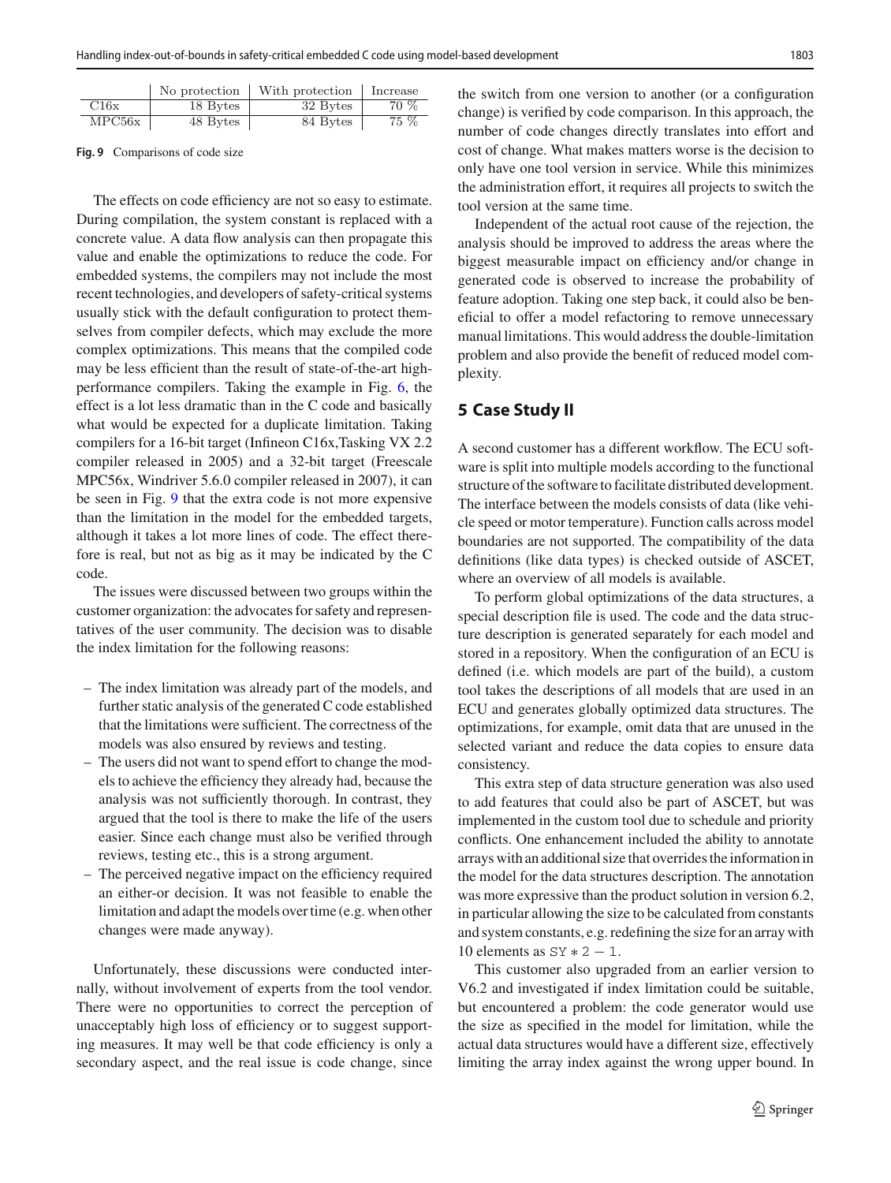| | No protection | With protection | Increase |
|---|---|---|---|
| C16x | 18 Bytes | 32 Bytes | 70 % |
| MPC56x | 48 Bytes | 84 Bytes | 75 % |

**Fig. 9** Comparisons of code size

The effects on code efficiency are not so easy to estimate. During compilation, the system constant is replaced with a concrete value. A data flow analysis can then propagate this value and enable the optimizations to reduce the code. For embedded systems, the compilers may not include the most recent technologies, and developers of safety-critical systems usually stick with the default configuration to protect themselves from compiler defects, which may exclude the more complex optimizations. This means that the compiled code may be less efficient than the result of state-of-the-art high-performance compilers. Taking the example in Fig. 6, the effect is a lot less dramatic than in the C code and basically what would be expected for a duplicate limitation. Taking compilers for a 16-bit target (Infineon C16x,Tasking VX 2.2 compiler released in 2005) and a 32-bit target (Freescale MPC56x, Windriver 5.6.0 compiler released in 2007), it can be seen in Fig. 9 that the extra code is not more expensive than the limitation in the model for the embedded targets, although it takes a lot more lines of code. The effect therefore is real, but not as big as it may be indicated by the C code.

The issues were discussed between two groups within the customer organization: the advocates for safety and representatives of the user community. The decision was to disable the index limitation for the following reasons:

- The index limitation was already part of the models, and further static analysis of the generated C code established that the limitations were sufficient. The correctness of the models was also ensured by reviews and testing.
- The users did not want to spend effort to change the models to achieve the efficiency they already had, because the analysis was not sufficiently thorough. In contrast, they argued that the tool is there to make the life of the users easier. Since each change must also be verified through reviews, testing etc., this is a strong argument.
- The perceived negative impact on the efficiency required an either-or decision. It was not feasible to enable the limitation and adapt the models over time (e.g. when other changes were made anyway).

Unfortunately, these discussions were conducted internally, without involvement of experts from the tool vendor. There were no opportunities to correct the perception of unacceptably high loss of efficiency or to suggest supporting measures. It may well be that code efficiency is only a secondary aspect, and the real issue is code change, since the switch from one version to another (or a configuration change) is verified by code comparison. In this approach, the number of code changes directly translates into effort and cost of change. What makes matters worse is the decision to only have one tool version in service. While this minimizes the administration effort, it requires all projects to switch the tool version at the same time.

Independent of the actual root cause of the rejection, the analysis should be improved to address the areas where the biggest measurable impact on efficiency and/or change in generated code is observed to increase the probability of feature adoption. Taking one step back, it could also be beneficial to offer a model refactoring to remove unnecessary manual limitations. This would address the double-limitation problem and also provide the benefit of reduced model complexity.

## 5 Case Study II

A second customer has a different workflow. The ECU software is split into multiple models according to the functional structure of the software to facilitate distributed development. The interface between the models consists of data (like vehicle speed or motor temperature). Function calls across model boundaries are not supported. The compatibility of the data definitions (like data types) is checked outside of ASCET, where an overview of all models is available.

To perform global optimizations of the data structures, a special description file is used. The code and the data structure description is generated separately for each model and stored in a repository. When the configuration of an ECU is defined (i.e. which models are part of the build), a custom tool takes the descriptions of all models that are used in an ECU and generates globally optimized data structures. The optimizations, for example, omit data that are unused in the selected variant and reduce the data copies to ensure data consistency.

This extra step of data structure generation was also used to add features that could also be part of ASCET, but was implemented in the custom tool due to schedule and priority conflicts. One enhancement included the ability to annotate arrays with an additional size that overrides the information in the model for the data structures description. The annotation was more expressive than the product solution in version 6.2, in particular allowing the size to be calculated from constants and system constants, e.g. redefining the size for an array with 10 elements as `SY * 2 - 1`.

This customer also upgraded from an earlier version to V6.2 and investigated if index limitation could be suitable, but encountered a problem: the code generator would use the size as specified in the model for limitation, while the actual data structures would have a different size, effectively limiting the array index against the wrong upper bound. In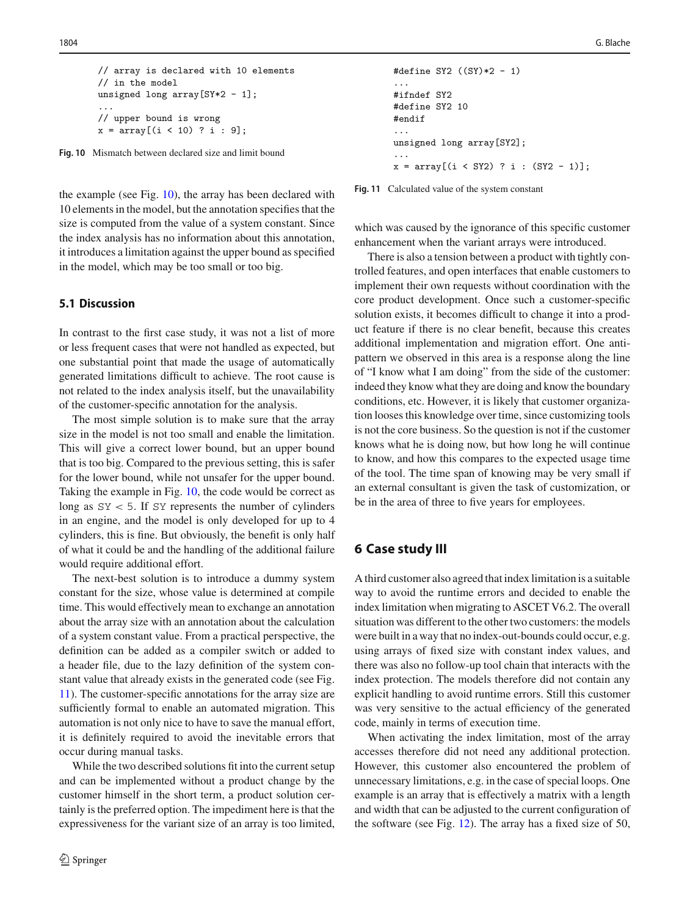```
// array is declared with 10 elements
// in the model
unsigned long array[SY*2 - 1];
...
// upper bound is wrong
x = array[(i < 10) ? i : 9];
```

**Fig. 10** Mismatch between declared size and limit bound

the example (see Fig. 10), the array has been declared with 10 elements in the model, but the annotation specifies that the size is computed from the value of a system constant. Since the index analysis has no information about this annotation, it introduces a limitation against the upper bound as specified in the model, which may be too small or too big.

### 5.1 Discussion

In contrast to the first case study, it was not a list of more or less frequent cases that were not handled as expected, but one substantial point that made the usage of automatically generated limitations difficult to achieve. The root cause is not related to the index analysis itself, but the unavailability of the customer-specific annotation for the analysis.

The most simple solution is to make sure that the array size in the model is not too small and enable the limitation. This will give a correct lower bound, but an upper bound that is too big. Compared to the previous setting, this is safer for the lower bound, while not unsafer for the upper bound. Taking the example in Fig. 10, the code would be correct as long as $\mathtt{SY} < 5$. If SY represents the number of cylinders in an engine, and the model is only developed for up to 4 cylinders, this is fine. But obviously, the benefit is only half of what it could be and the handling of the additional failure would require additional effort.

The next-best solution is to introduce a dummy system constant for the size, whose value is determined at compile time. This would effectively mean to exchange an annotation about the array size with an annotation about the calculation of a system constant value. From a practical perspective, the definition can be added as a compiler switch or added to a header file, due to the lazy definition of the system constant value that already exists in the generated code (see Fig. 11). The customer-specific annotations for the array size are sufficiently formal to enable an automated migration. This automation is not only nice to have to save the manual effort, it is definitely required to avoid the inevitable errors that occur during manual tasks.

While the two described solutions fit into the current setup and can be implemented without a product change by the customer himself in the short term, a product solution certainly is the preferred option. The impediment here is that the expressiveness for the variant size of an array is too limited,

```
#define SY2 ((SY)*2 - 1)
...
#ifndef SY2
#define SY2 10
#endif
...
unsigned long array[SY2];
...
x = array[(i < SY2) ? i : (SY2 - 1)];
```

**Fig. 11** Calculated value of the system constant

which was caused by the ignorance of this specific customer enhancement when the variant arrays were introduced.

There is also a tension between a product with tightly controlled features, and open interfaces that enable customers to implement their own requests without coordination with the core product development. Once such a customer-specific solution exists, it becomes difficult to change it into a product feature if there is no clear benefit, because this creates additional implementation and migration effort. One antipattern we observed in this area is a response along the line of "I know what I am doing" from the side of the customer: indeed they know what they are doing and know the boundary conditions, etc. However, it is likely that customer organization looses this knowledge over time, since customizing tools is not the core business. So the question is not if the customer knows what he is doing now, but how long he will continue to know, and how this compares to the expected usage time of the tool. The time span of knowing may be very small if an external consultant is given the task of customization, or be in the area of three to five years for employees.

## 6 Case study III

A third customer also agreed that index limitation is a suitable way to avoid the runtime errors and decided to enable the index limitation when migrating to ASCET V6.2. The overall situation was different to the other two customers: the models were built in a way that no index-out-bounds could occur, e.g. using arrays of fixed size with constant index values, and there was also no follow-up tool chain that interacts with the index protection. The models therefore did not contain any explicit handling to avoid runtime errors. Still this customer was very sensitive to the actual efficiency of the generated code, mainly in terms of execution time.

When activating the index limitation, most of the array accesses therefore did not need any additional protection. However, this customer also encountered the problem of unnecessary limitations, e.g. in the case of special loops. One example is an array that is effectively a matrix with a length and width that can be adjusted to the current configuration of the software (see Fig. 12). The array has a fixed size of 50,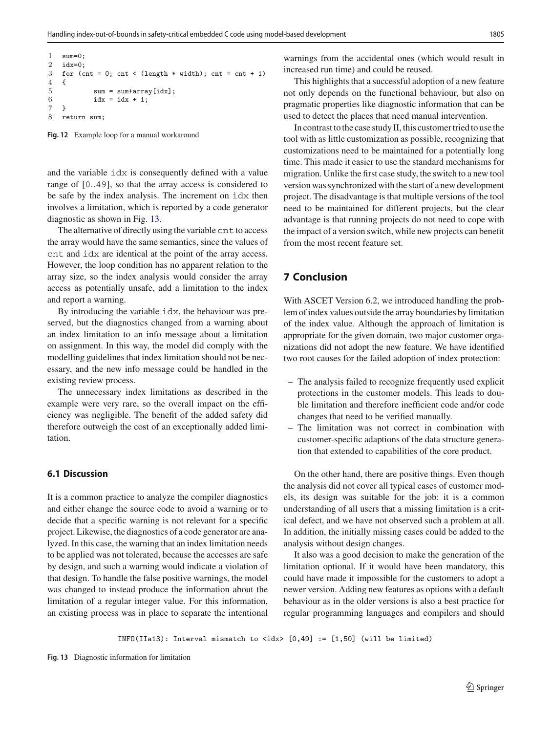```
1  sum=0;
2  idx=0;
3  for (cnt = 0; cnt < (length * width); cnt = cnt + 1)
4  {
5          sum = sum+array[idx];
6          idx = idx + 1;
7  }
8  return sum;
```

**Fig. 12** Example loop for a manual workaround

and the variable idx is consequently defined with a value range of [0..49], so that the array access is considered to be safe by the index analysis. The increment on idx then involves a limitation, which is reported by a code generator diagnostic as shown in Fig. 13.

The alternative of directly using the variable cnt to access the array would have the same semantics, since the values of cnt and idx are identical at the point of the array access. However, the loop condition has no apparent relation to the array size, so the index analysis would consider the array access as potentially unsafe, add a limitation to the index and report a warning.

By introducing the variable idx, the behaviour was preserved, but the diagnostics changed from a warning about an index limitation to an info message about a limitation on assignment. In this way, the model did comply with the modelling guidelines that index limitation should not be necessary, and the new info message could be handled in the existing review process.

The unnecessary index limitations as described in the example were very rare, so the overall impact on the efficiency was negligible. The benefit of the added safety did therefore outweigh the cost of an exceptionally added limitation.

### 6.1 Discussion

It is a common practice to analyze the compiler diagnostics and either change the source code to avoid a warning or to decide that a specific warning is not relevant for a specific project. Likewise, the diagnostics of a code generator are analyzed. In this case, the warning that an index limitation needs to be applied was not tolerated, because the accesses are safe by design, and such a warning would indicate a violation of that design. To handle the false positive warnings, the model was changed to instead produce the information about the limitation of a regular integer value. For this information, an existing process was in place to separate the intentional warnings from the accidental ones (which would result in increased run time) and could be reused.

This highlights that a successful adoption of a new feature not only depends on the functional behaviour, but also on pragmatic properties like diagnostic information that can be used to detect the places that need manual intervention.

In contrast to the case study II, this customer tried to use the tool with as little customization as possible, recognizing that customizations need to be maintained for a potentially long time. This made it easier to use the standard mechanisms for migration. Unlike the first case study, the switch to a new tool version was synchronized with the start of a new development project. The disadvantage is that multiple versions of the tool need to be maintained for different projects, but the clear advantage is that running projects do not need to cope with the impact of a version switch, while new projects can benefit from the most recent feature set.

## 7 Conclusion

With ASCET Version 6.2, we introduced handling the problem of index values outside the array boundaries by limitation of the index value. Although the approach of limitation is appropriate for the given domain, two major customer organizations did not adopt the new feature. We have identified two root causes for the failed adoption of index protection:

- The analysis failed to recognize frequently used explicit protections in the customer models. This leads to double limitation and therefore inefficient code and/or code changes that need to be verified manually.
- The limitation was not correct in combination with customer-specific adaptions of the data structure generation that extended to capabilities of the core product.

On the other hand, there are positive things. Even though the analysis did not cover all typical cases of customer models, its design was suitable for the job: it is a common understanding of all users that a missing limitation is a critical defect, and we have not observed such a problem at all. In addition, the initially missing cases could be added to the analysis without design changes.

It also was a good decision to make the generation of the limitation optional. If it would have been mandatory, this could have made it impossible for the customers to adopt a newer version. Adding new features as options with a default behaviour as in the older versions is also a best practice for regular programming languages and compilers and should

```
INFO(IIa13): Interval mismatch to <idx> [0,49] := [1,50] (will be limited)
```

**Fig. 13** Diagnostic information for limitation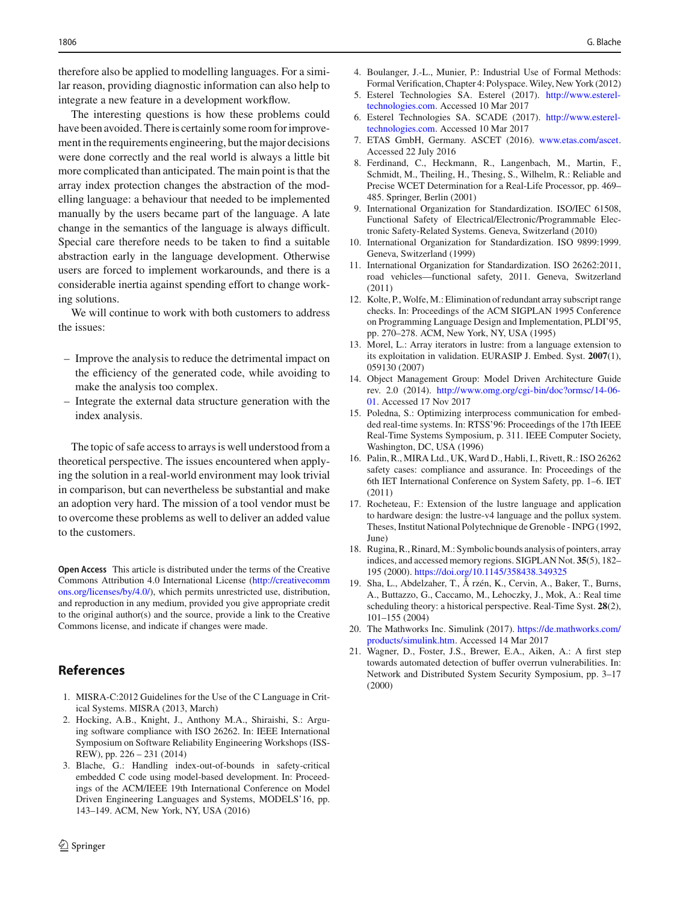therefore also be applied to modelling languages. For a similar reason, providing diagnostic information can also help to integrate a new feature in a development workflow.

The interesting questions is how these problems could have been avoided. There is certainly some room for improvement in the requirements engineering, but the major decisions were done correctly and the real world is always a little bit more complicated than anticipated. The main point is that the array index protection changes the abstraction of the modelling language: a behaviour that needed to be implemented manually by the users became part of the language. A late change in the semantics of the language is always difficult. Special care therefore needs to be taken to find a suitable abstraction early in the language development. Otherwise users are forced to implement workarounds, and there is a considerable inertia against spending effort to change working solutions.

We will continue to work with both customers to address the issues:

– Improve the analysis to reduce the detrimental impact on the efficiency of the generated code, while avoiding to make the analysis too complex.
– Integrate the external data structure generation with the index analysis.

The topic of safe access to arrays is well understood from a theoretical perspective. The issues encountered when applying the solution in a real-world environment may look trivial in comparison, but can nevertheless be substantial and make an adoption very hard. The mission of a tool vendor must be to overcome these problems as well to deliver an added value to the customers.

**Open Access** This article is distributed under the terms of the Creative Commons Attribution 4.0 International License (http://creativecommons.org/licenses/by/4.0/), which permits unrestricted use, distribution, and reproduction in any medium, provided you give appropriate credit to the original author(s) and the source, provide a link to the Creative Commons license, and indicate if changes were made.

## References

1. MISRA-C:2012 Guidelines for the Use of the C Language in Critical Systems. MISRA (2013, March)
2. Hocking, A.B., Knight, J., Anthony M.A., Shiraishi, S.: Arguing software compliance with ISO 26262. In: IEEE International Symposium on Software Reliability Engineering Workshops (ISSREW), pp. 226 – 231 (2014)
3. Blache, G.: Handling index-out-of-bounds in safety-critical embedded C code using model-based development. In: Proceedings of the ACM/IEEE 19th International Conference on Model Driven Engineering Languages and Systems, MODELS'16, pp. 143–149. ACM, New York, NY, USA (2016)
4. Boulanger, J.-L., Munier, P.: Industrial Use of Formal Methods: Formal Verification, Chapter 4: Polyspace. Wiley, New York (2012)
5. Esterel Technologies SA. Esterel (2017). http://www.esterel-technologies.com. Accessed 10 Mar 2017
6. Esterel Technologies SA. SCADE (2017). http://www.esterel-technologies.com. Accessed 10 Mar 2017
7. ETAS GmbH, Germany. ASCET (2016). www.etas.com/ascet. Accessed 22 July 2016
8. Ferdinand, C., Heckmann, R., Langenbach, M., Martin, F., Schmidt, M., Theiling, H., Thesing, S., Wilhelm, R.: Reliable and Precise WCET Determination for a Real-Life Processor, pp. 469–485. Springer, Berlin (2001)
9. International Organization for Standardization. ISO/IEC 61508, Functional Safety of Electrical/Electronic/Programmable Electronic Safety-Related Systems. Geneva, Switzerland (2010)
10. International Organization for Standardization. ISO 9899:1999. Geneva, Switzerland (1999)
11. International Organization for Standardization. ISO 26262:2011, road vehicles—functional safety, 2011. Geneva, Switzerland (2011)
12. Kolte, P., Wolfe, M.: Elimination of redundant array subscript range checks. In: Proceedings of the ACM SIGPLAN 1995 Conference on Programming Language Design and Implementation, PLDI'95, pp. 270–278. ACM, New York, NY, USA (1995)
13. Morel, L.: Array iterators in lustre: from a language extension to its exploitation in validation. EURASIP J. Embed. Syst. **2007**(1), 059130 (2007)
14. Object Management Group: Model Driven Architecture Guide rev. 2.0 (2014). http://www.omg.org/cgi-bin/doc?ormsc/14-06-01. Accessed 17 Nov 2017
15. Poledna, S.: Optimizing interprocess communication for embedded real-time systems. In: RTSS'96: Proceedings of the 17th IEEE Real-Time Systems Symposium, p. 311. IEEE Computer Society, Washington, DC, USA (1996)
16. Palin, R., MIRA Ltd., UK, Ward D., Habli, I., Rivett, R.: ISO 26262 safety cases: compliance and assurance. In: Proceedings of the 6th IET International Conference on System Safety, pp. 1–6. IET (2011)
17. Rocheteau, F.: Extension of the lustre language and application to hardware design: the lustre-v4 language and the pollux system. Theses, Institut National Polytechnique de Grenoble - INPG (1992, June)
18. Rugina, R., Rinard, M.: Symbolic bounds analysis of pointers, array indices, and accessed memory regions. SIGPLAN Not. **35**(5), 182–195 (2000). https://doi.org/10.1145/358438.349325
19. Sha, L., Abdelzaher, T., Å rzén, K., Cervin, A., Baker, T., Burns, A., Buttazzo, G., Caccamo, M., Lehoczky, J., Mok, A.: Real time scheduling theory: a historical perspective. Real-Time Syst. **28**(2), 101–155 (2004)
20. The Mathworks Inc. Simulink (2017). https://de.mathworks.com/products/simulink.htm. Accessed 14 Mar 2017
21. Wagner, D., Foster, J.S., Brewer, E.A., Aiken, A.: A first step towards automated detection of buffer overrun vulnerabilities. In: Network and Distributed System Security Symposium, pp. 3–17 (2000)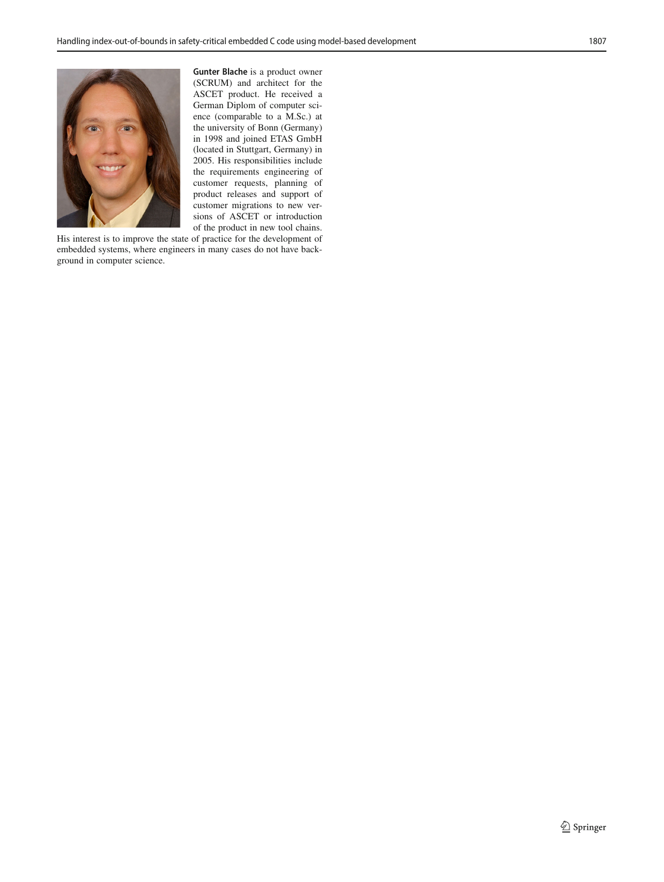**Gunter Blache** is a product owner (SCRUM) and architect for the ASCET product. He received a German Diplom of computer science (comparable to a M.Sc.) at the university of Bonn (Germany) in 1998 and joined ETAS GmbH (located in Stuttgart, Germany) in 2005. His responsibilities include the requirements engineering of customer requests, planning of product releases and support of customer migrations to new versions of ASCET or introduction of the product in new tool chains. His interest is to improve the state of practice for the development of embedded systems, where engineers in many cases do not have background in computer science.